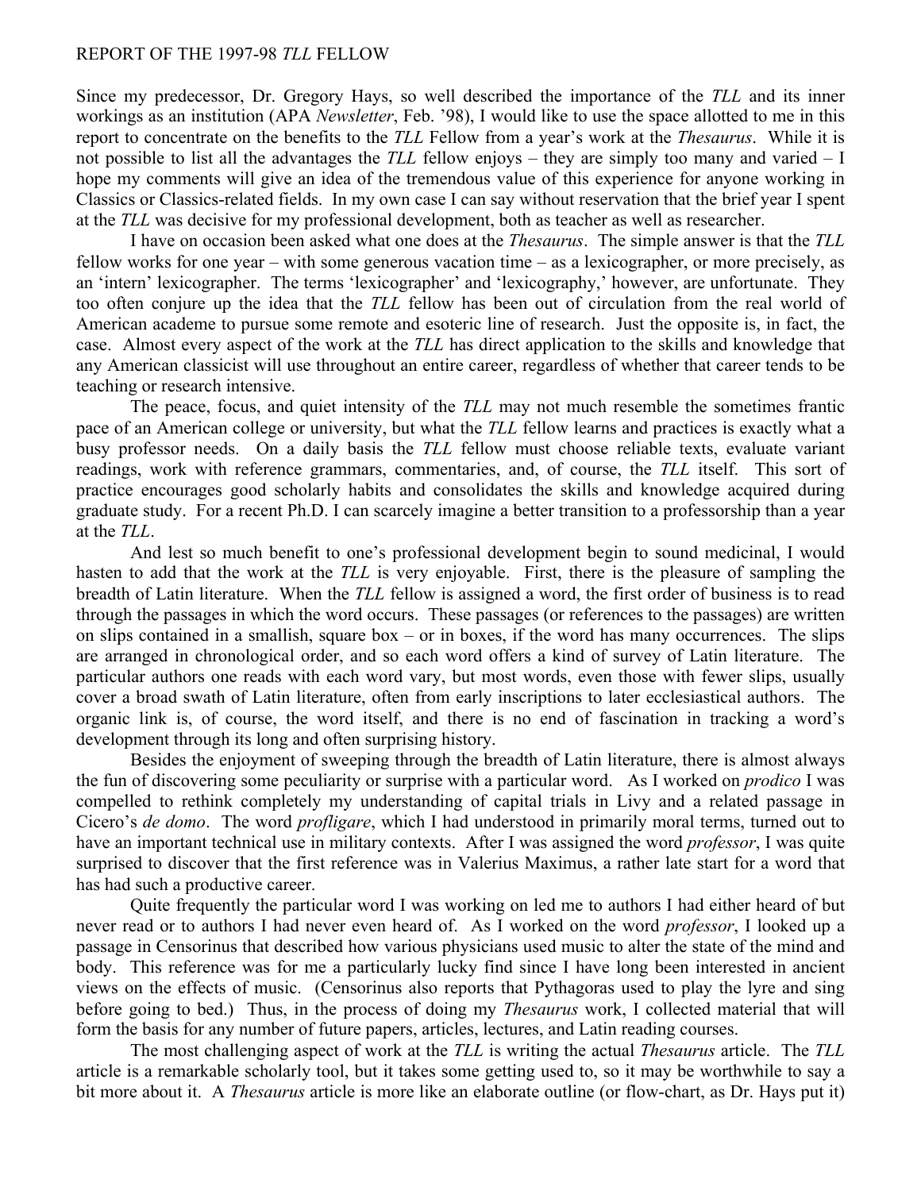# REPORT OF THE 1997-98 *TLL* FELLOW

Since my predecessor, Dr. Gregory Hays, so well described the importance of the *TLL* and its inner workings as an institution (APA *Newsletter*, Feb. '98), I would like to use the space allotted to me in this report to concentrate on the benefits to the *TLL* Fellow from a year's work at the *Thesaurus*. While it is not possible to list all the advantages the *TLL* fellow enjoys – they are simply too many and varied – I hope my comments will give an idea of the tremendous value of this experience for anyone working in Classics or Classics-related fields. In my own case I can say without reservation that the brief year I spent at the *TLL* was decisive for my professional development, both as teacher as well as researcher.

I have on occasion been asked what one does at the *Thesaurus*. The simple answer is that the *TLL* fellow works for one year – with some generous vacation time – as a lexicographer, or more precisely, as an 'intern' lexicographer. The terms 'lexicographer' and 'lexicography,' however, are unfortunate. They too often conjure up the idea that the *TLL* fellow has been out of circulation from the real world of American academe to pursue some remote and esoteric line of research. Just the opposite is, in fact, the case. Almost every aspect of the work at the *TLL* has direct application to the skills and knowledge that any American classicist will use throughout an entire career, regardless of whether that career tends to be teaching or research intensive.

The peace, focus, and quiet intensity of the *TLL* may not much resemble the sometimes frantic pace of an American college or university, but what the *TLL* fellow learns and practices is exactly what a busy professor needs. On a daily basis the *TLL* fellow must choose reliable texts, evaluate variant readings, work with reference grammars, commentaries, and, of course, the *TLL* itself. This sort of practice encourages good scholarly habits and consolidates the skills and knowledge acquired during graduate study. For a recent Ph.D. I can scarcely imagine a better transition to a professorship than a year at the *TLL*.

And lest so much benefit to one's professional development begin to sound medicinal, I would hasten to add that the work at the *TLL* is very enjoyable. First, there is the pleasure of sampling the breadth of Latin literature. When the *TLL* fellow is assigned a word, the first order of business is to read through the passages in which the word occurs. These passages (or references to the passages) are written on slips contained in a smallish, square box – or in boxes, if the word has many occurrences. The slips are arranged in chronological order, and so each word offers a kind of survey of Latin literature. The particular authors one reads with each word vary, but most words, even those with fewer slips, usually cover a broad swath of Latin literature, often from early inscriptions to later ecclesiastical authors. The organic link is, of course, the word itself, and there is no end of fascination in tracking a word's development through its long and often surprising history.

Besides the enjoyment of sweeping through the breadth of Latin literature, there is almost always the fun of discovering some peculiarity or surprise with a particular word. As I worked on *prodico* I was compelled to rethink completely my understanding of capital trials in Livy and a related passage in Cicero's *de domo*. The word *profligare*, which I had understood in primarily moral terms, turned out to have an important technical use in military contexts. After I was assigned the word *professor*, I was quite surprised to discover that the first reference was in Valerius Maximus, a rather late start for a word that has had such a productive career.

Quite frequently the particular word I was working on led me to authors I had either heard of but never read or to authors I had never even heard of. As I worked on the word *professor*, I looked up a passage in Censorinus that described how various physicians used music to alter the state of the mind and body. This reference was for me a particularly lucky find since I have long been interested in ancient views on the effects of music. (Censorinus also reports that Pythagoras used to play the lyre and sing before going to bed.) Thus, in the process of doing my *Thesaurus* work, I collected material that will form the basis for any number of future papers, articles, lectures, and Latin reading courses.

The most challenging aspect of work at the *TLL* is writing the actual *Thesaurus* article. The *TLL* article is a remarkable scholarly tool, but it takes some getting used to, so it may be worthwhile to say a bit more about it. A *Thesaurus* article is more like an elaborate outline (or flow-chart, as Dr. Hays put it)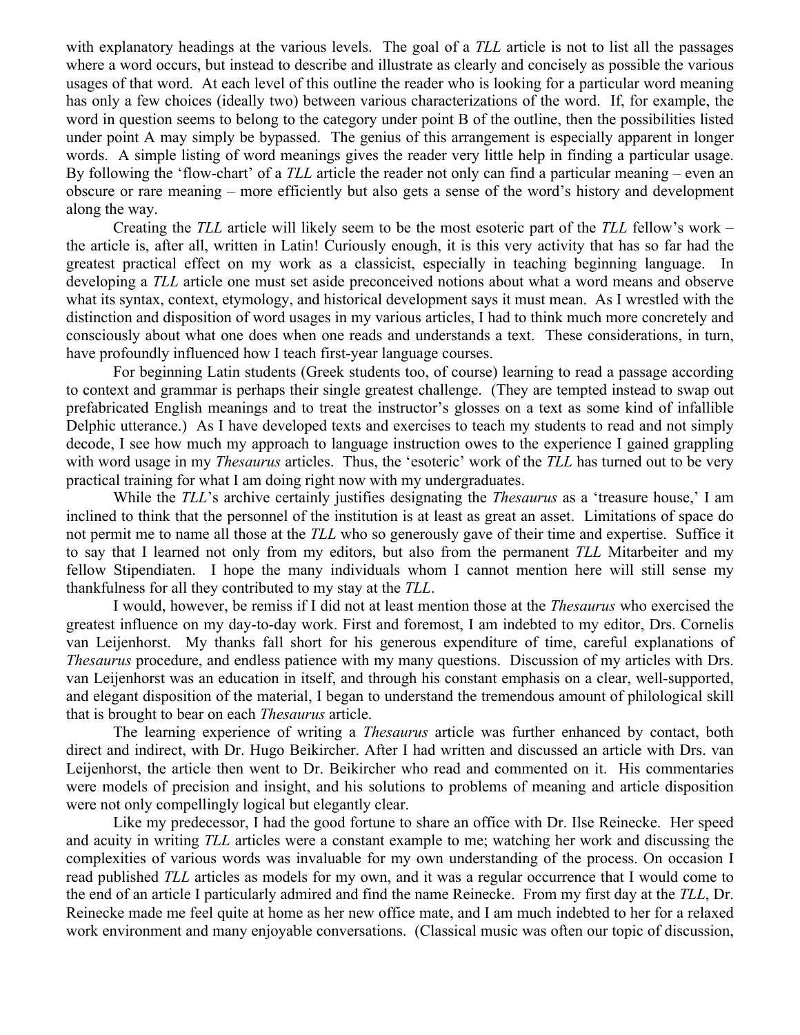with explanatory headings at the various levels. The goal of a *TLL* article is not to list all the passages where a word occurs, but instead to describe and illustrate as clearly and concisely as possible the various usages of that word. At each level of this outline the reader who is looking for a particular word meaning has only a few choices (ideally two) between various characterizations of the word. If, for example, the word in question seems to belong to the category under point B of the outline, then the possibilities listed under point A may simply be bypassed. The genius of this arrangement is especially apparent in longer words. A simple listing of word meanings gives the reader very little help in finding a particular usage. By following the 'flow-chart' of a *TLL* article the reader not only can find a particular meaning – even an obscure or rare meaning – more efficiently but also gets a sense of the word's history and development along the way.

Creating the *TLL* article will likely seem to be the most esoteric part of the *TLL* fellow's work – the article is, after all, written in Latin! Curiously enough, it is this very activity that has so far had the greatest practical effect on my work as a classicist, especially in teaching beginning language. In developing a *TLL* article one must set aside preconceived notions about what a word means and observe what its syntax, context, etymology, and historical development says it must mean. As I wrestled with the distinction and disposition of word usages in my various articles, I had to think much more concretely and consciously about what one does when one reads and understands a text. These considerations, in turn, have profoundly influenced how I teach first-year language courses.

For beginning Latin students (Greek students too, of course) learning to read a passage according to context and grammar is perhaps their single greatest challenge. (They are tempted instead to swap out prefabricated English meanings and to treat the instructor's glosses on a text as some kind of infallible Delphic utterance.) As I have developed texts and exercises to teach my students to read and not simply decode, I see how much my approach to language instruction owes to the experience I gained grappling with word usage in my *Thesaurus* articles. Thus, the 'esoteric' work of the *TLL* has turned out to be very practical training for what I am doing right now with my undergraduates.

While the *TLL*'s archive certainly justifies designating the *Thesaurus* as a 'treasure house,' I am inclined to think that the personnel of the institution is at least as great an asset. Limitations of space do not permit me to name all those at the *TLL* who so generously gave of their time and expertise. Suffice it to say that I learned not only from my editors, but also from the permanent *TLL* Mitarbeiter and my fellow Stipendiaten. I hope the many individuals whom I cannot mention here will still sense my thankfulness for all they contributed to my stay at the *TLL*.

I would, however, be remiss if I did not at least mention those at the *Thesaurus* who exercised the greatest influence on my day-to-day work. First and foremost, I am indebted to my editor, Drs. Cornelis van Leijenhorst. My thanks fall short for his generous expenditure of time, careful explanations of *Thesaurus* procedure, and endless patience with my many questions. Discussion of my articles with Drs. van Leijenhorst was an education in itself, and through his constant emphasis on a clear, well-supported, and elegant disposition of the material, I began to understand the tremendous amount of philological skill that is brought to bear on each *Thesaurus* article.

The learning experience of writing a *Thesaurus* article was further enhanced by contact, both direct and indirect, with Dr. Hugo Beikircher. After I had written and discussed an article with Drs. van Leijenhorst, the article then went to Dr. Beikircher who read and commented on it. His commentaries were models of precision and insight, and his solutions to problems of meaning and article disposition were not only compellingly logical but elegantly clear.

Like my predecessor, I had the good fortune to share an office with Dr. Ilse Reinecke. Her speed and acuity in writing *TLL* articles were a constant example to me; watching her work and discussing the complexities of various words was invaluable for my own understanding of the process. On occasion I read published *TLL* articles as models for my own, and it was a regular occurrence that I would come to the end of an article I particularly admired and find the name Reinecke. From my first day at the *TLL*, Dr. Reinecke made me feel quite at home as her new office mate, and I am much indebted to her for a relaxed work environment and many enjoyable conversations. (Classical music was often our topic of discussion,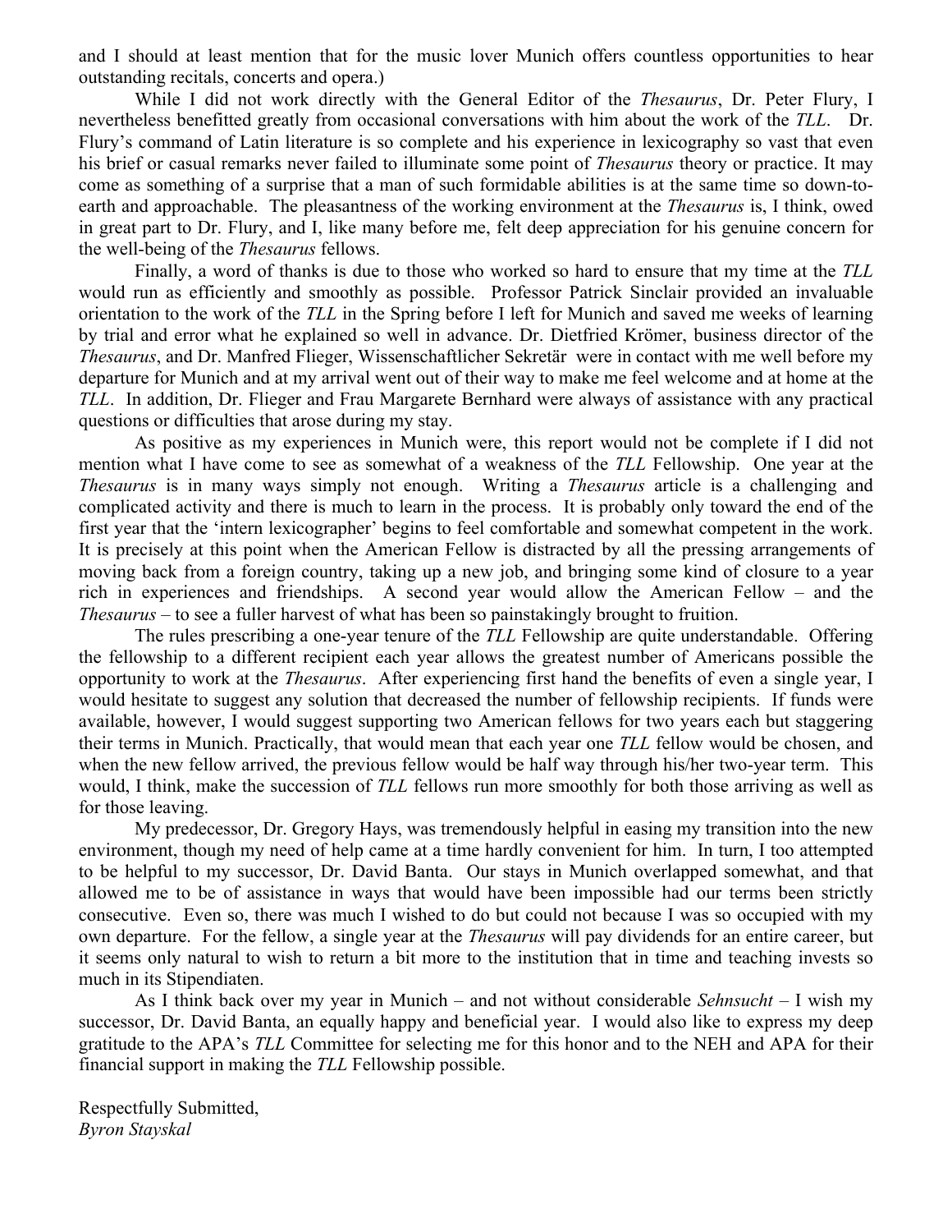and I should at least mention that for the music lover Munich offers countless opportunities to hear outstanding recitals, concerts and opera.)

While I did not work directly with the General Editor of the *Thesaurus*, Dr. Peter Flury, I nevertheless benefitted greatly from occasional conversations with him about the work of the *TLL*. Dr. Flury's command of Latin literature is so complete and his experience in lexicography so vast that even his brief or casual remarks never failed to illuminate some point of *Thesaurus* theory or practice. It may come as something of a surprise that a man of such formidable abilities is at the same time so down-to-earth and approachable. The pleasantness of the working environment at the *Thesaurus* is, I think, owed in great part to Dr. Flury, and I, like many before me, felt deep appreciation for his genuine concern for the well-being of the *Thesaurus* fellows.

Finally, a word of thanks is due to those who worked so hard to ensure that my time at the *TLL* would run as efficiently and smoothly as possible. Professor Patrick Sinclair provided an invaluable orientation to the work of the *TLL* in the Spring before I left for Munich and saved me weeks of learning by trial and error what he explained so well in advance. Dr. Dietfried Krömer, business director of the *Thesaurus*, and Dr. Manfred Flieger, Wissenschaftlicher Sekretär were in contact with me well before my departure for Munich and at my arrival went out of their way to make me feel welcome and at home at the *TLL*. In addition, Dr. Flieger and Frau Margarete Bernhard were always of assistance with any practical questions or difficulties that arose during my stay.

As positive as my experiences in Munich were, this report would not be complete if I did not mention what I have come to see as somewhat of a weakness of the *TLL* Fellowship. One year at the *Thesaurus* is in many ways simply not enough. Writing a *Thesaurus* article is a challenging and complicated activity and there is much to learn in the process. It is probably only toward the end of the first year that the 'intern lexicographer' begins to feel comfortable and somewhat competent in the work. It is precisely at this point when the American Fellow is distracted by all the pressing arrangements of moving back from a foreign country, taking up a new job, and bringing some kind of closure to a year rich in experiences and friendships. A second year would allow the American Fellow – and the *Thesaurus* – to see a fuller harvest of what has been so painstakingly brought to fruition.

The rules prescribing a one-year tenure of the *TLL* Fellowship are quite understandable. Offering the fellowship to a different recipient each year allows the greatest number of Americans possible the opportunity to work at the *Thesaurus*. After experiencing first hand the benefits of even a single year, I would hesitate to suggest any solution that decreased the number of fellowship recipients. If funds were available, however, I would suggest supporting two American fellows for two years each but staggering their terms in Munich. Practically, that would mean that each year one *TLL* fellow would be chosen, and when the new fellow arrived, the previous fellow would be half way through his/her two-year term. This would, I think, make the succession of *TLL* fellows run more smoothly for both those arriving as well as for those leaving.

My predecessor, Dr. Gregory Hays, was tremendously helpful in easing my transition into the new environment, though my need of help came at a time hardly convenient for him. In turn, I too attempted to be helpful to my successor, Dr. David Banta. Our stays in Munich overlapped somewhat, and that allowed me to be of assistance in ways that would have been impossible had our terms been strictly consecutive. Even so, there was much I wished to do but could not because I was so occupied with my own departure. For the fellow, a single year at the *Thesaurus* will pay dividends for an entire career, but it seems only natural to wish to return a bit more to the institution that in time and teaching invests so much in its Stipendiaten.

As I think back over my year in Munich – and not without considerable *Sehnsucht* – I wish my successor, Dr. David Banta, an equally happy and beneficial year. I would also like to express my deep gratitude to the APA's *TLL* Committee for selecting me for this honor and to the NEH and APA for their financial support in making the *TLL* Fellowship possible.

Respectfully Submitted,  
*Byron Stayskal*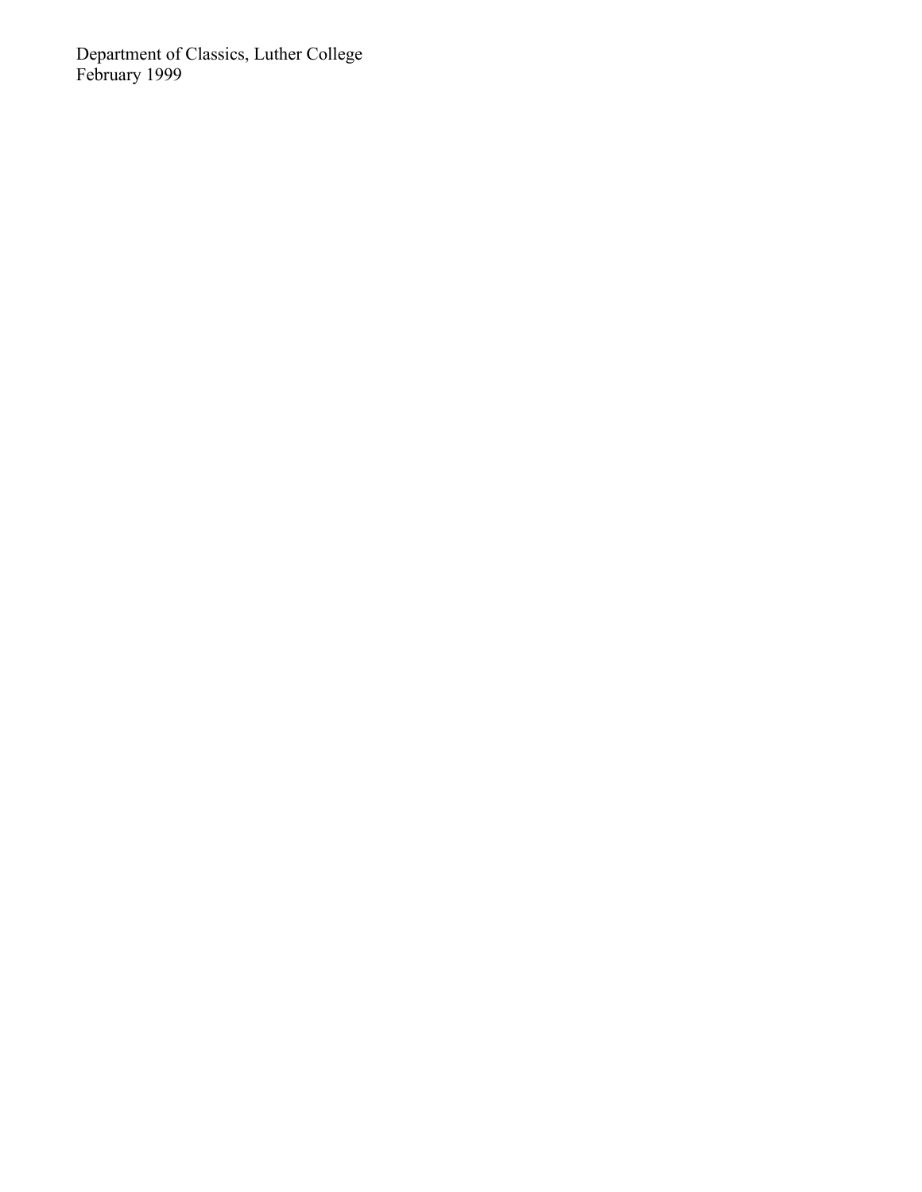Department of Classics, Luther College
February 1999